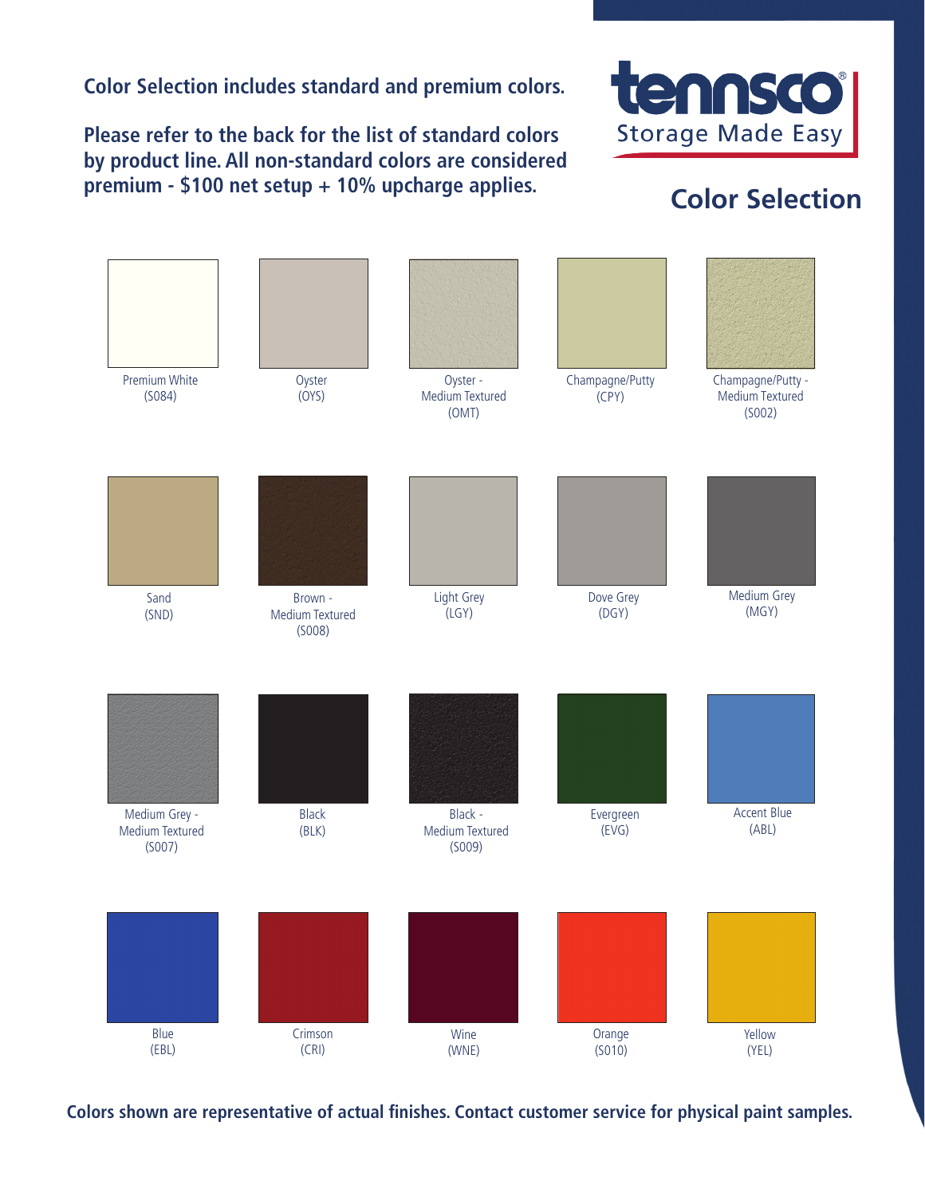**Color Selection includes standard and premium colors.**

**Please refer to the back for the list of standard colors by product line. All non-standard colors are considered premium - $100 net setup + 10% upcharge applies.**

tennsco®
Storage Made Easy

## Color Selection

| | | | | |
|---|---|---|---|---|
| Premium White (S084) | Oyster (OYS) | Oyster - Medium Textured (OMT) | Champagne/Putty (CPY) | Champagne/Putty - Medium Textured (S002) |
| Sand (SND) | Brown - Medium Textured (S008) | Light Grey (LGY) | Dove Grey (DGY) | Medium Grey (MGY) |
| Medium Grey - Medium Textured (S007) | Black (BLK) | Black - Medium Textured (S009) | Evergreen (EVG) | Accent Blue (ABL) |
| Blue (EBL) | Crimson (CRI) | Wine (WNE) | Orange (S010) | Yellow (YEL) |

**Colors shown are representative of actual finishes. Contact customer service for physical paint samples.**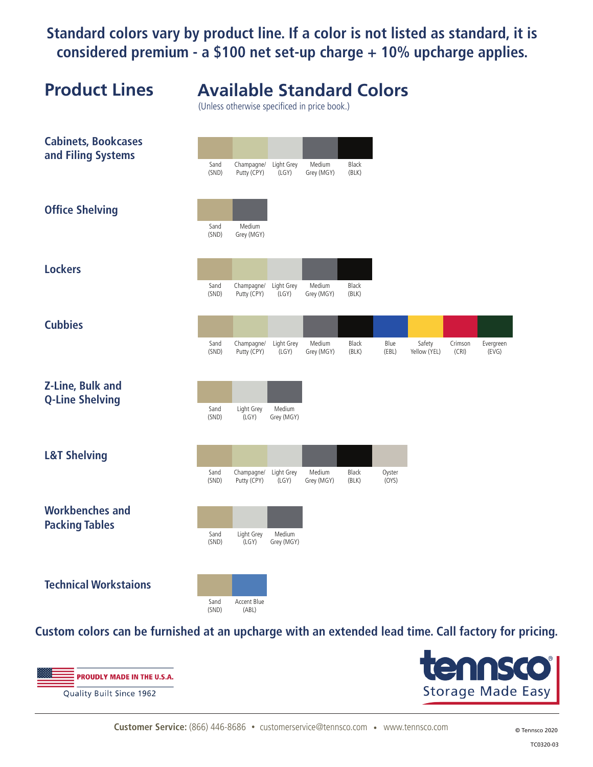**Standard colors vary by product line. If a color is not listed as standard, it is considered premium - a $100 net set-up charge + 10% upcharge applies.**

| Product Lines | Available Standard Colors (Unless otherwise specificed in price book.) |
|---|---|
| Cabinets, Bookcases and Filing Systems | Sand (SND), Champagne/ Putty (CPY), Light Grey (LGY), Medium Grey (MGY), Black (BLK) |
| Office Shelving | Sand (SND), Medium Grey (MGY) |
| Lockers | Sand (SND), Champagne/ Putty (CPY), Light Grey (LGY), Medium Grey (MGY), Black (BLK) |
| Cubbies | Sand (SND), Champagne/ Putty (CPY), Light Grey (LGY), Medium Grey (MGY), Black (BLK), Blue (EBL), Safety Yellow (YEL), Crimson (CRI), Evergreen (EVG) |
| Z-Line, Bulk and Q-Line Shelving | Sand (SND), Light Grey (LGY), Medium Grey (MGY) |
| L&T Shelving | Sand (SND), Champagne/ Putty (CPY), Light Grey (LGY), Medium Grey (MGY), Black (BLK), Oyster (OYS) |
| Workbenches and Packing Tables | Sand (SND), Light Grey (LGY), Medium Grey (MGY) |
| Technical Workstaions | Sand (SND), Accent Blue (ABL) |

**Custom colors can be furnished at an upcharge with an extended lead time. Call factory for pricing.**

PROUDLY MADE IN THE U.S.A.

Quality Built Since 1962

tennsco®

Storage Made Easy

**Customer Service:** (866) 446-8686 • customerservice@tennsco.com • www.tennsco.com

© Tennsco 2020

TC0320-03